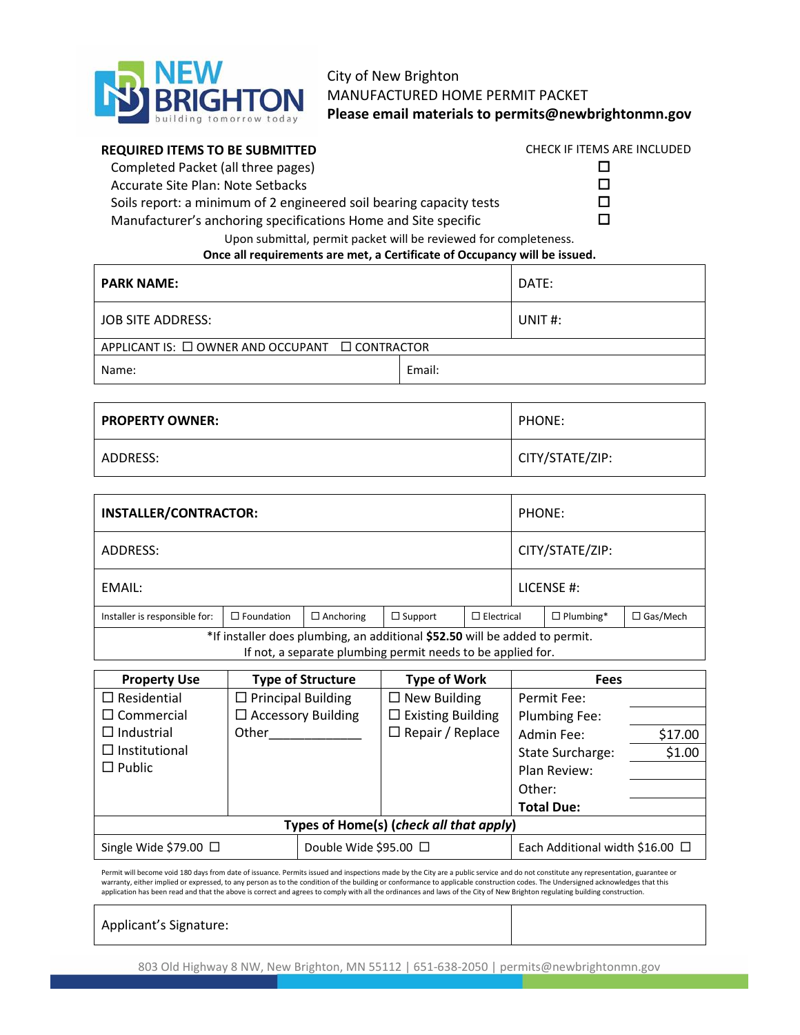NEW BRIGHTON
building tomorrow today

City of New Brighton
MANUFACTURED HOME PERMIT PACKET
**Please email materials to permits@newbrightonmn.gov**

| **REQUIRED ITEMS TO BE SUBMITTED** | CHECK IF ITEMS ARE INCLUDED |
|---|---|
| Completed Packet (all three pages) | ☐ |
| Accurate Site Plan: Note Setbacks | ☐ |
| Soils report: a minimum of 2 engineered soil bearing capacity tests | ☐ |
| Manufacturer's anchoring specifications Home and Site specific | ☐ |

Upon submittal, permit packet will be reviewed for completeness.
**Once all requirements are met, a Certificate of Occupancy will be issued.**

| **PARK NAME:** | DATE: |
|---|---|
| JOB SITE ADDRESS: | UNIT #: |
| APPLICANT IS: ☐ OWNER AND OCCUPANT ☐ CONTRACTOR | |
| Name: | Email: |

| **PROPERTY OWNER:** | PHONE: |
|---|---|
| ADDRESS: | CITY/STATE/ZIP: |

| **INSTALLER/CONTRACTOR:** | | | | | | PHONE: |
|---|---|---|---|---|---|---|
| ADDRESS: | | | | | | CITY/STATE/ZIP: |
| EMAIL: | | | | | | LICENSE #: |
| Installer is responsible for: | ☐ Foundation | ☐ Anchoring | ☐ Support | ☐ Electrical | ☐ Plumbing* | ☐ Gas/Mech |

*If installer does plumbing, an additional **$52.50** will be added to permit.
If not, a separate plumbing permit needs to be applied for.

| **Property Use** | **Type of Structure** | **Type of Work** | **Fees** | |
|---|---|---|---|---|
| ☐ Residential | ☐ Principal Building | ☐ New Building | Permit Fee: | |
| ☐ Commercial | ☐ Accessory Building | ☐ Existing Building | Plumbing Fee: | |
| ☐ Industrial | Other____________ | ☐ Repair / Replace | Admin Fee: | $17.00 |
| ☐ Institutional | | | State Surcharge: | $1.00 |
| ☐ Public | | | Plan Review: | |
| | | | Other: | |
| | | | **Total Due:** | |

**Types of Home(s) (*check all that apply*)**

| Single Wide $79.00 ☐ | Double Wide $95.00 ☐ | Each Additional width $16.00 ☐ |
|---|---|---|

Permit will become void 180 days from date of issuance. Permits issued and inspections made by the City are a public service and do not constitute any representation, guarantee or warranty, either implied or expressed, to any person as to the condition of the building or conformance to applicable construction codes. The Undersigned acknowledges that this application has been read and that the above is correct and agrees to comply with all the ordinances and laws of the City of New Brighton regulating building construction.

| Applicant's Signature: | |
|---|---|

803 Old Highway 8 NW, New Brighton, MN 55112 | 651-638-2050 | permits@newbrightonmn.gov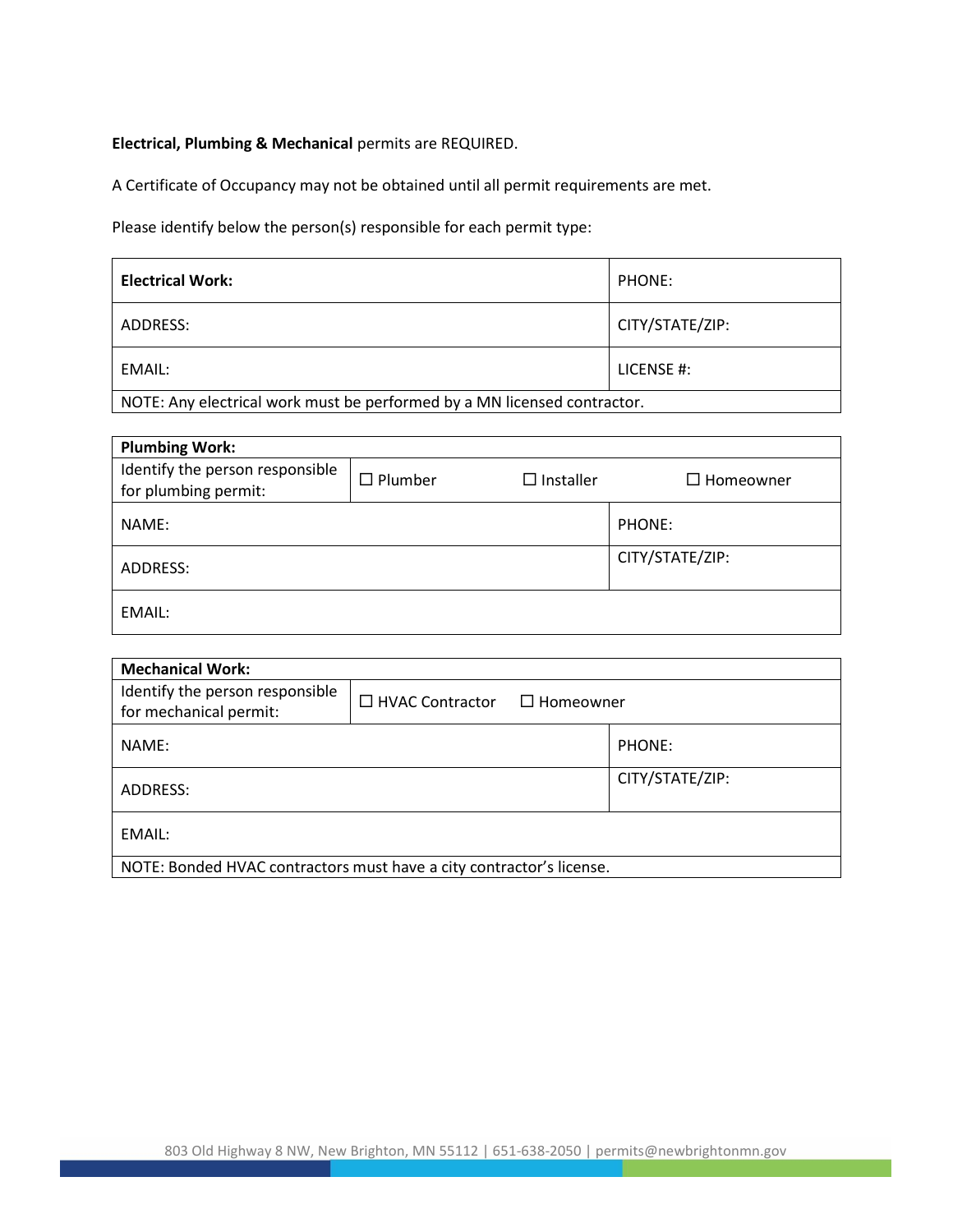**Electrical, Plumbing & Mechanical** permits are REQUIRED.

A Certificate of Occupancy may not be obtained until all permit requirements are met.

Please identify below the person(s) responsible for each permit type:

| **Electrical Work:** | PHONE: |
|---|---|
| ADDRESS: | CITY/STATE/ZIP: |
| EMAIL: | LICENSE #: |
| NOTE: Any electrical work must be performed by a MN licensed contractor. | |

| **Plumbing Work:** | | |
|---|---|---|
| Identify the person responsible for plumbing permit: | ☐ Plumber ☐ Installer ☐ Homeowner | |
| NAME: | | PHONE: |
| ADDRESS: | | CITY/STATE/ZIP: |
| EMAIL: | | |

| **Mechanical Work:** | | |
|---|---|---|
| Identify the person responsible for mechanical permit: | ☐ HVAC Contractor ☐ Homeowner | |
| NAME: | | PHONE: |
| ADDRESS: | | CITY/STATE/ZIP: |
| EMAIL: | | |
| NOTE: Bonded HVAC contractors must have a city contractor's license. | | |

803 Old Highway 8 NW, New Brighton, MN 55112 | 651-638-2050 | permits@newbrightonmn.gov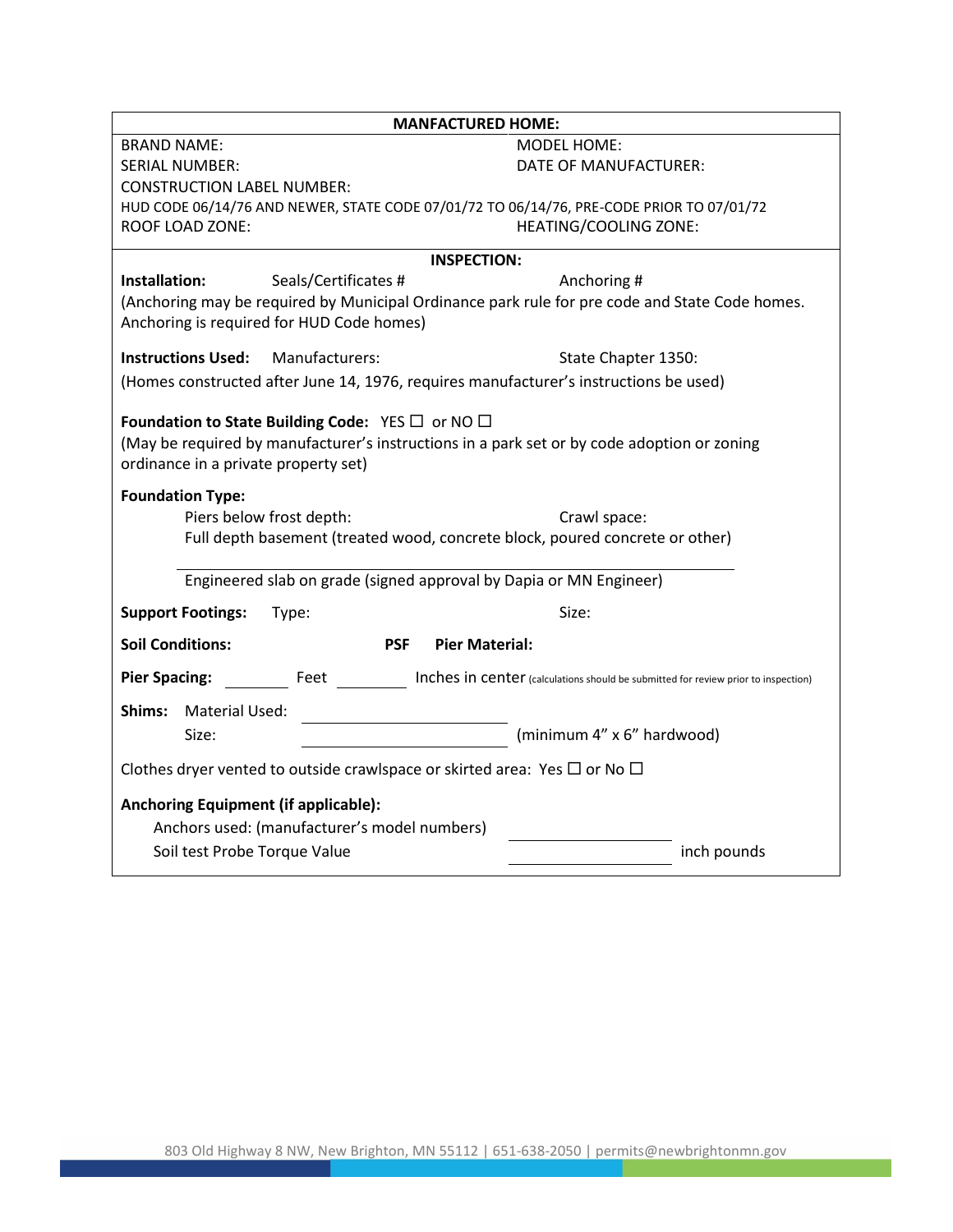**MANFACTURED HOME:**

BRAND NAME: MODEL HOME:
SERIAL NUMBER: DATE OF MANUFACTURER:
CONSTRUCTION LABEL NUMBER:
HUD CODE 06/14/76 AND NEWER, STATE CODE 07/01/72 TO 06/14/76, PRE-CODE PRIOR TO 07/01/72
ROOF LOAD ZONE: HEATING/COOLING ZONE:

**INSPECTION:**

**Installation:** Seals/Certificates # Anchoring #
(Anchoring may be required by Municipal Ordinance park rule for pre code and State Code homes. Anchoring is required for HUD Code homes)

**Instructions Used:** Manufacturers: State Chapter 1350:
(Homes constructed after June 14, 1976, requires manufacturer's instructions be used)

**Foundation to State Building Code:** YES ☐ or NO ☐
(May be required by manufacturer's instructions in a park set or by code adoption or zoning ordinance in a private property set)

**Foundation Type:**
Piers below frost depth: Crawl space:
Full depth basement (treated wood, concrete block, poured concrete or other)

\_\_\_\_\_\_\_\_\_\_\_\_\_\_\_\_\_\_\_\_\_\_\_\_\_\_\_\_\_\_\_\_\_\_\_\_\_\_\_\_\_\_\_\_\_\_\_\_\_\_\_\_\_\_\_\_\_\_\_\_\_\_\_\_\_\_\_\_

Engineered slab on grade (signed approval by Dapia or MN Engineer)

**Support Footings:** Type: Size:

**Soil Conditions:** **PSF** **Pier Material:**

**Pier Spacing:** \_\_\_\_\_\_\_\_ Feet \_\_\_\_\_\_\_\_ Inches in center (calculations should be submitted for review prior to inspection)

**Shims:** Material Used: \_\_\_\_\_\_\_\_\_\_\_\_\_\_\_\_\_\_\_\_\_\_\_\_
Size: \_\_\_\_\_\_\_\_\_\_\_\_\_\_\_\_\_\_\_\_\_\_\_\_ (minimum 4" x 6" hardwood)

Clothes dryer vented to outside crawlspace or skirted area: Yes ☐ or No ☐

**Anchoring Equipment (if applicable):**
Anchors used: (manufacturer's model numbers) \_\_\_\_\_\_\_\_\_\_\_\_\_\_\_\_\_\_\_\_
Soil test Probe Torque Value \_\_\_\_\_\_\_\_\_\_\_\_\_\_\_\_\_\_\_\_ inch pounds

803 Old Highway 8 NW, New Brighton, MN 55112 | 651-638-2050 | permits@newbrightonmn.gov